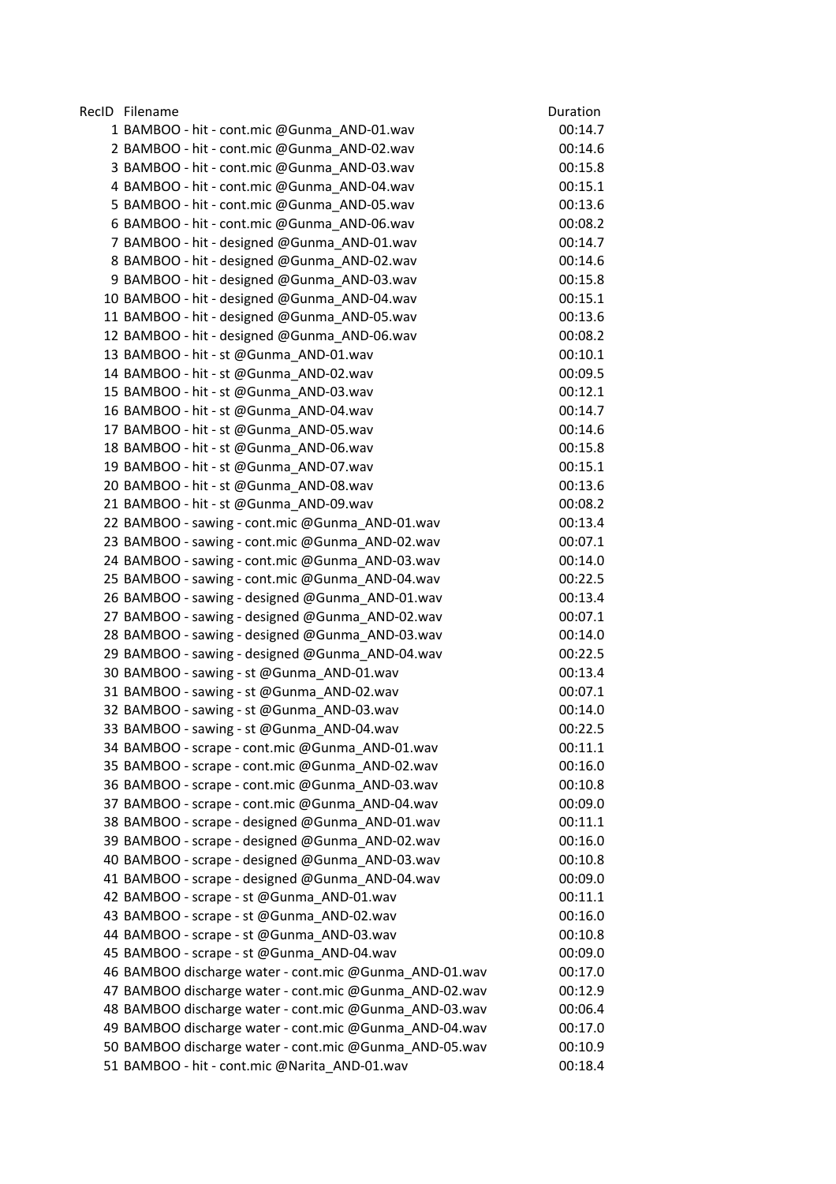| RecID | Filename | Duration |
|---|---|---|
| 1 | BAMBOO - hit - cont.mic @Gunma_AND-01.wav | 00:14.7 |
| 2 | BAMBOO - hit - cont.mic @Gunma_AND-02.wav | 00:14.6 |
| 3 | BAMBOO - hit - cont.mic @Gunma_AND-03.wav | 00:15.8 |
| 4 | BAMBOO - hit - cont.mic @Gunma_AND-04.wav | 00:15.1 |
| 5 | BAMBOO - hit - cont.mic @Gunma_AND-05.wav | 00:13.6 |
| 6 | BAMBOO - hit - cont.mic @Gunma_AND-06.wav | 00:08.2 |
| 7 | BAMBOO - hit - designed @Gunma_AND-01.wav | 00:14.7 |
| 8 | BAMBOO - hit - designed @Gunma_AND-02.wav | 00:14.6 |
| 9 | BAMBOO - hit - designed @Gunma_AND-03.wav | 00:15.8 |
| 10 | BAMBOO - hit - designed @Gunma_AND-04.wav | 00:15.1 |
| 11 | BAMBOO - hit - designed @Gunma_AND-05.wav | 00:13.6 |
| 12 | BAMBOO - hit - designed @Gunma_AND-06.wav | 00:08.2 |
| 13 | BAMBOO - hit - st @Gunma_AND-01.wav | 00:10.1 |
| 14 | BAMBOO - hit - st @Gunma_AND-02.wav | 00:09.5 |
| 15 | BAMBOO - hit - st @Gunma_AND-03.wav | 00:12.1 |
| 16 | BAMBOO - hit - st @Gunma_AND-04.wav | 00:14.7 |
| 17 | BAMBOO - hit - st @Gunma_AND-05.wav | 00:14.6 |
| 18 | BAMBOO - hit - st @Gunma_AND-06.wav | 00:15.8 |
| 19 | BAMBOO - hit - st @Gunma_AND-07.wav | 00:15.1 |
| 20 | BAMBOO - hit - st @Gunma_AND-08.wav | 00:13.6 |
| 21 | BAMBOO - hit - st @Gunma_AND-09.wav | 00:08.2 |
| 22 | BAMBOO - sawing - cont.mic @Gunma_AND-01.wav | 00:13.4 |
| 23 | BAMBOO - sawing - cont.mic @Gunma_AND-02.wav | 00:07.1 |
| 24 | BAMBOO - sawing - cont.mic @Gunma_AND-03.wav | 00:14.0 |
| 25 | BAMBOO - sawing - cont.mic @Gunma_AND-04.wav | 00:22.5 |
| 26 | BAMBOO - sawing - designed @Gunma_AND-01.wav | 00:13.4 |
| 27 | BAMBOO - sawing - designed @Gunma_AND-02.wav | 00:07.1 |
| 28 | BAMBOO - sawing - designed @Gunma_AND-03.wav | 00:14.0 |
| 29 | BAMBOO - sawing - designed @Gunma_AND-04.wav | 00:22.5 |
| 30 | BAMBOO - sawing - st @Gunma_AND-01.wav | 00:13.4 |
| 31 | BAMBOO - sawing - st @Gunma_AND-02.wav | 00:07.1 |
| 32 | BAMBOO - sawing - st @Gunma_AND-03.wav | 00:14.0 |
| 33 | BAMBOO - sawing - st @Gunma_AND-04.wav | 00:22.5 |
| 34 | BAMBOO - scrape - cont.mic @Gunma_AND-01.wav | 00:11.1 |
| 35 | BAMBOO - scrape - cont.mic @Gunma_AND-02.wav | 00:16.0 |
| 36 | BAMBOO - scrape - cont.mic @Gunma_AND-03.wav | 00:10.8 |
| 37 | BAMBOO - scrape - cont.mic @Gunma_AND-04.wav | 00:09.0 |
| 38 | BAMBOO - scrape - designed @Gunma_AND-01.wav | 00:11.1 |
| 39 | BAMBOO - scrape - designed @Gunma_AND-02.wav | 00:16.0 |
| 40 | BAMBOO - scrape - designed @Gunma_AND-03.wav | 00:10.8 |
| 41 | BAMBOO - scrape - designed @Gunma_AND-04.wav | 00:09.0 |
| 42 | BAMBOO - scrape - st @Gunma_AND-01.wav | 00:11.1 |
| 43 | BAMBOO - scrape - st @Gunma_AND-02.wav | 00:16.0 |
| 44 | BAMBOO - scrape - st @Gunma_AND-03.wav | 00:10.8 |
| 45 | BAMBOO - scrape - st @Gunma_AND-04.wav | 00:09.0 |
| 46 | BAMBOO discharge water - cont.mic @Gunma_AND-01.wav | 00:17.0 |
| 47 | BAMBOO discharge water - cont.mic @Gunma_AND-02.wav | 00:12.9 |
| 48 | BAMBOO discharge water - cont.mic @Gunma_AND-03.wav | 00:06.4 |
| 49 | BAMBOO discharge water - cont.mic @Gunma_AND-04.wav | 00:17.0 |
| 50 | BAMBOO discharge water - cont.mic @Gunma_AND-05.wav | 00:10.9 |
| 51 | BAMBOO - hit - cont.mic @Narita_AND-01.wav | 00:18.4 |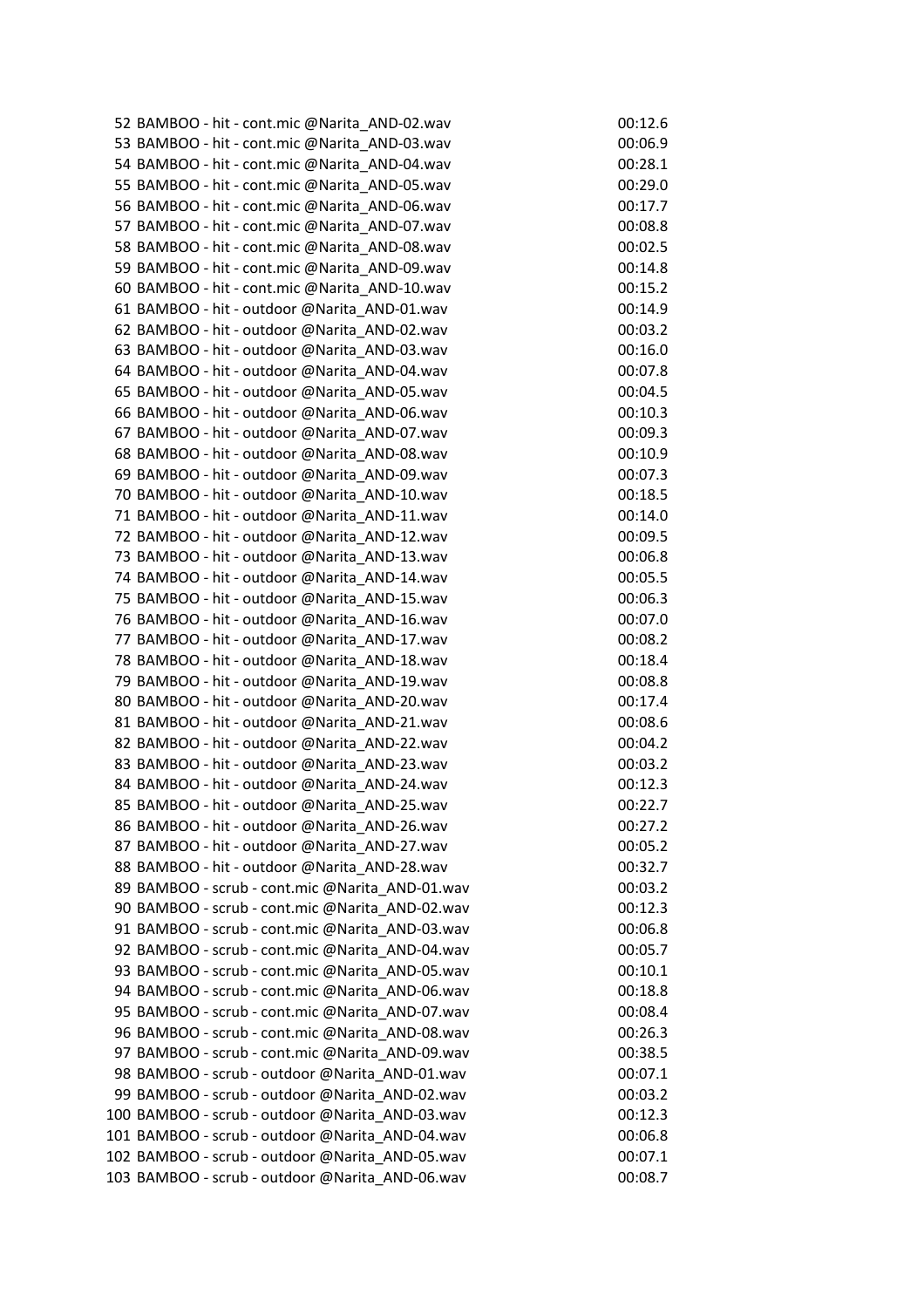| | | |
|---|---|---|
| 52 | BAMBOO - hit - cont.mic @Narita_AND-02.wav | 00:12.6 |
| 53 | BAMBOO - hit - cont.mic @Narita_AND-03.wav | 00:06.9 |
| 54 | BAMBOO - hit - cont.mic @Narita_AND-04.wav | 00:28.1 |
| 55 | BAMBOO - hit - cont.mic @Narita_AND-05.wav | 00:29.0 |
| 56 | BAMBOO - hit - cont.mic @Narita_AND-06.wav | 00:17.7 |
| 57 | BAMBOO - hit - cont.mic @Narita_AND-07.wav | 00:08.8 |
| 58 | BAMBOO - hit - cont.mic @Narita_AND-08.wav | 00:02.5 |
| 59 | BAMBOO - hit - cont.mic @Narita_AND-09.wav | 00:14.8 |
| 60 | BAMBOO - hit - cont.mic @Narita_AND-10.wav | 00:15.2 |
| 61 | BAMBOO - hit - outdoor @Narita_AND-01.wav | 00:14.9 |
| 62 | BAMBOO - hit - outdoor @Narita_AND-02.wav | 00:03.2 |
| 63 | BAMBOO - hit - outdoor @Narita_AND-03.wav | 00:16.0 |
| 64 | BAMBOO - hit - outdoor @Narita_AND-04.wav | 00:07.8 |
| 65 | BAMBOO - hit - outdoor @Narita_AND-05.wav | 00:04.5 |
| 66 | BAMBOO - hit - outdoor @Narita_AND-06.wav | 00:10.3 |
| 67 | BAMBOO - hit - outdoor @Narita_AND-07.wav | 00:09.3 |
| 68 | BAMBOO - hit - outdoor @Narita_AND-08.wav | 00:10.9 |
| 69 | BAMBOO - hit - outdoor @Narita_AND-09.wav | 00:07.3 |
| 70 | BAMBOO - hit - outdoor @Narita_AND-10.wav | 00:18.5 |
| 71 | BAMBOO - hit - outdoor @Narita_AND-11.wav | 00:14.0 |
| 72 | BAMBOO - hit - outdoor @Narita_AND-12.wav | 00:09.5 |
| 73 | BAMBOO - hit - outdoor @Narita_AND-13.wav | 00:06.8 |
| 74 | BAMBOO - hit - outdoor @Narita_AND-14.wav | 00:05.5 |
| 75 | BAMBOO - hit - outdoor @Narita_AND-15.wav | 00:06.3 |
| 76 | BAMBOO - hit - outdoor @Narita_AND-16.wav | 00:07.0 |
| 77 | BAMBOO - hit - outdoor @Narita_AND-17.wav | 00:08.2 |
| 78 | BAMBOO - hit - outdoor @Narita_AND-18.wav | 00:18.4 |
| 79 | BAMBOO - hit - outdoor @Narita_AND-19.wav | 00:08.8 |
| 80 | BAMBOO - hit - outdoor @Narita_AND-20.wav | 00:17.4 |
| 81 | BAMBOO - hit - outdoor @Narita_AND-21.wav | 00:08.6 |
| 82 | BAMBOO - hit - outdoor @Narita_AND-22.wav | 00:04.2 |
| 83 | BAMBOO - hit - outdoor @Narita_AND-23.wav | 00:03.2 |
| 84 | BAMBOO - hit - outdoor @Narita_AND-24.wav | 00:12.3 |
| 85 | BAMBOO - hit - outdoor @Narita_AND-25.wav | 00:22.7 |
| 86 | BAMBOO - hit - outdoor @Narita_AND-26.wav | 00:27.2 |
| 87 | BAMBOO - hit - outdoor @Narita_AND-27.wav | 00:05.2 |
| 88 | BAMBOO - hit - outdoor @Narita_AND-28.wav | 00:32.7 |
| 89 | BAMBOO - scrub - cont.mic @Narita_AND-01.wav | 00:03.2 |
| 90 | BAMBOO - scrub - cont.mic @Narita_AND-02.wav | 00:12.3 |
| 91 | BAMBOO - scrub - cont.mic @Narita_AND-03.wav | 00:06.8 |
| 92 | BAMBOO - scrub - cont.mic @Narita_AND-04.wav | 00:05.7 |
| 93 | BAMBOO - scrub - cont.mic @Narita_AND-05.wav | 00:10.1 |
| 94 | BAMBOO - scrub - cont.mic @Narita_AND-06.wav | 00:18.8 |
| 95 | BAMBOO - scrub - cont.mic @Narita_AND-07.wav | 00:08.4 |
| 96 | BAMBOO - scrub - cont.mic @Narita_AND-08.wav | 00:26.3 |
| 97 | BAMBOO - scrub - cont.mic @Narita_AND-09.wav | 00:38.5 |
| 98 | BAMBOO - scrub - outdoor @Narita_AND-01.wav | 00:07.1 |
| 99 | BAMBOO - scrub - outdoor @Narita_AND-02.wav | 00:03.2 |
| 100 | BAMBOO - scrub - outdoor @Narita_AND-03.wav | 00:12.3 |
| 101 | BAMBOO - scrub - outdoor @Narita_AND-04.wav | 00:06.8 |
| 102 | BAMBOO - scrub - outdoor @Narita_AND-05.wav | 00:07.1 |
| 103 | BAMBOO - scrub - outdoor @Narita_AND-06.wav | 00:08.7 |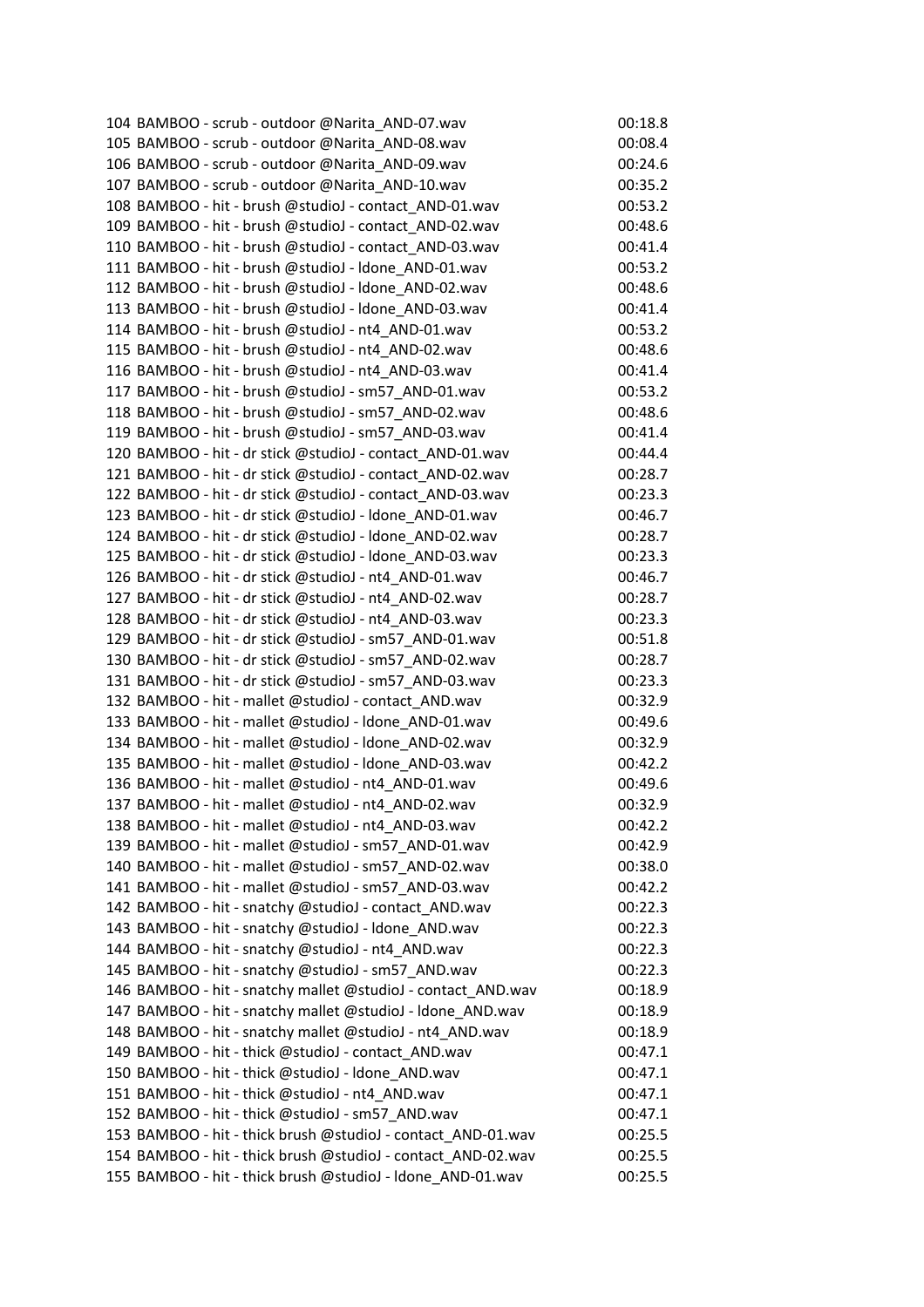| | | |
|---|---|---|
| 104 | BAMBOO - scrub - outdoor @Narita_AND-07.wav | 00:18.8 |
| 105 | BAMBOO - scrub - outdoor @Narita_AND-08.wav | 00:08.4 |
| 106 | BAMBOO - scrub - outdoor @Narita_AND-09.wav | 00:24.6 |
| 107 | BAMBOO - scrub - outdoor @Narita_AND-10.wav | 00:35.2 |
| 108 | BAMBOO - hit - brush @studioJ - contact_AND-01.wav | 00:53.2 |
| 109 | BAMBOO - hit - brush @studioJ - contact_AND-02.wav | 00:48.6 |
| 110 | BAMBOO - hit - brush @studioJ - contact_AND-03.wav | 00:41.4 |
| 111 | BAMBOO - hit - brush @studioJ - ldone_AND-01.wav | 00:53.2 |
| 112 | BAMBOO - hit - brush @studioJ - ldone_AND-02.wav | 00:48.6 |
| 113 | BAMBOO - hit - brush @studioJ - ldone_AND-03.wav | 00:41.4 |
| 114 | BAMBOO - hit - brush @studioJ - nt4_AND-01.wav | 00:53.2 |
| 115 | BAMBOO - hit - brush @studioJ - nt4_AND-02.wav | 00:48.6 |
| 116 | BAMBOO - hit - brush @studioJ - nt4_AND-03.wav | 00:41.4 |
| 117 | BAMBOO - hit - brush @studioJ - sm57_AND-01.wav | 00:53.2 |
| 118 | BAMBOO - hit - brush @studioJ - sm57_AND-02.wav | 00:48.6 |
| 119 | BAMBOO - hit - brush @studioJ - sm57_AND-03.wav | 00:41.4 |
| 120 | BAMBOO - hit - dr stick @studioJ - contact_AND-01.wav | 00:44.4 |
| 121 | BAMBOO - hit - dr stick @studioJ - contact_AND-02.wav | 00:28.7 |
| 122 | BAMBOO - hit - dr stick @studioJ - contact_AND-03.wav | 00:23.3 |
| 123 | BAMBOO - hit - dr stick @studioJ - ldone_AND-01.wav | 00:46.7 |
| 124 | BAMBOO - hit - dr stick @studioJ - ldone_AND-02.wav | 00:28.7 |
| 125 | BAMBOO - hit - dr stick @studioJ - ldone_AND-03.wav | 00:23.3 |
| 126 | BAMBOO - hit - dr stick @studioJ - nt4_AND-01.wav | 00:46.7 |
| 127 | BAMBOO - hit - dr stick @studioJ - nt4_AND-02.wav | 00:28.7 |
| 128 | BAMBOO - hit - dr stick @studioJ - nt4_AND-03.wav | 00:23.3 |
| 129 | BAMBOO - hit - dr stick @studioJ - sm57_AND-01.wav | 00:51.8 |
| 130 | BAMBOO - hit - dr stick @studioJ - sm57_AND-02.wav | 00:28.7 |
| 131 | BAMBOO - hit - dr stick @studioJ - sm57_AND-03.wav | 00:23.3 |
| 132 | BAMBOO - hit - mallet @studioJ - contact_AND.wav | 00:32.9 |
| 133 | BAMBOO - hit - mallet @studioJ - ldone_AND-01.wav | 00:49.6 |
| 134 | BAMBOO - hit - mallet @studioJ - ldone_AND-02.wav | 00:32.9 |
| 135 | BAMBOO - hit - mallet @studioJ - ldone_AND-03.wav | 00:42.2 |
| 136 | BAMBOO - hit - mallet @studioJ - nt4_AND-01.wav | 00:49.6 |
| 137 | BAMBOO - hit - mallet @studioJ - nt4_AND-02.wav | 00:32.9 |
| 138 | BAMBOO - hit - mallet @studioJ - nt4_AND-03.wav | 00:42.2 |
| 139 | BAMBOO - hit - mallet @studioJ - sm57_AND-01.wav | 00:42.9 |
| 140 | BAMBOO - hit - mallet @studioJ - sm57_AND-02.wav | 00:38.0 |
| 141 | BAMBOO - hit - mallet @studioJ - sm57_AND-03.wav | 00:42.2 |
| 142 | BAMBOO - hit - snatchy @studioJ - contact_AND.wav | 00:22.3 |
| 143 | BAMBOO - hit - snatchy @studioJ - ldone_AND.wav | 00:22.3 |
| 144 | BAMBOO - hit - snatchy @studioJ - nt4_AND.wav | 00:22.3 |
| 145 | BAMBOO - hit - snatchy @studioJ - sm57_AND.wav | 00:22.3 |
| 146 | BAMBOO - hit - snatchy mallet @studioJ - contact_AND.wav | 00:18.9 |
| 147 | BAMBOO - hit - snatchy mallet @studioJ - ldone_AND.wav | 00:18.9 |
| 148 | BAMBOO - hit - snatchy mallet @studioJ - nt4_AND.wav | 00:18.9 |
| 149 | BAMBOO - hit - thick @studioJ - contact_AND.wav | 00:47.1 |
| 150 | BAMBOO - hit - thick @studioJ - ldone_AND.wav | 00:47.1 |
| 151 | BAMBOO - hit - thick @studioJ - nt4_AND.wav | 00:47.1 |
| 152 | BAMBOO - hit - thick @studioJ - sm57_AND.wav | 00:47.1 |
| 153 | BAMBOO - hit - thick brush @studioJ - contact_AND-01.wav | 00:25.5 |
| 154 | BAMBOO - hit - thick brush @studioJ - contact_AND-02.wav | 00:25.5 |
| 155 | BAMBOO - hit - thick brush @studioJ - ldone_AND-01.wav | 00:25.5 |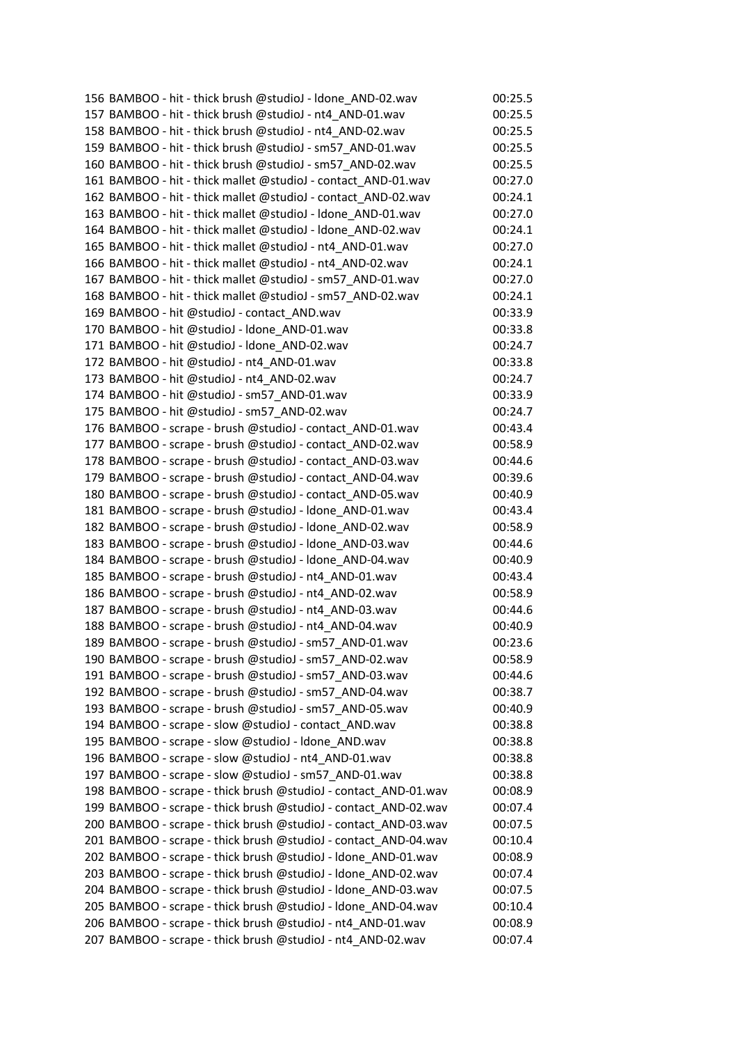| | | |
|---|---|---|
| 156 | BAMBOO - hit - thick brush @studioJ - ldone_AND-02.wav | 00:25.5 |
| 157 | BAMBOO - hit - thick brush @studioJ - nt4_AND-01.wav | 00:25.5 |
| 158 | BAMBOO - hit - thick brush @studioJ - nt4_AND-02.wav | 00:25.5 |
| 159 | BAMBOO - hit - thick brush @studioJ - sm57_AND-01.wav | 00:25.5 |
| 160 | BAMBOO - hit - thick brush @studioJ - sm57_AND-02.wav | 00:25.5 |
| 161 | BAMBOO - hit - thick mallet @studioJ - contact_AND-01.wav | 00:27.0 |
| 162 | BAMBOO - hit - thick mallet @studioJ - contact_AND-02.wav | 00:24.1 |
| 163 | BAMBOO - hit - thick mallet @studioJ - ldone_AND-01.wav | 00:27.0 |
| 164 | BAMBOO - hit - thick mallet @studioJ - ldone_AND-02.wav | 00:24.1 |
| 165 | BAMBOO - hit - thick mallet @studioJ - nt4_AND-01.wav | 00:27.0 |
| 166 | BAMBOO - hit - thick mallet @studioJ - nt4_AND-02.wav | 00:24.1 |
| 167 | BAMBOO - hit - thick mallet @studioJ - sm57_AND-01.wav | 00:27.0 |
| 168 | BAMBOO - hit - thick mallet @studioJ - sm57_AND-02.wav | 00:24.1 |
| 169 | BAMBOO - hit @studioJ - contact_AND.wav | 00:33.9 |
| 170 | BAMBOO - hit @studioJ - ldone_AND-01.wav | 00:33.8 |
| 171 | BAMBOO - hit @studioJ - ldone_AND-02.wav | 00:24.7 |
| 172 | BAMBOO - hit @studioJ - nt4_AND-01.wav | 00:33.8 |
| 173 | BAMBOO - hit @studioJ - nt4_AND-02.wav | 00:24.7 |
| 174 | BAMBOO - hit @studioJ - sm57_AND-01.wav | 00:33.9 |
| 175 | BAMBOO - hit @studioJ - sm57_AND-02.wav | 00:24.7 |
| 176 | BAMBOO - scrape - brush @studioJ - contact_AND-01.wav | 00:43.4 |
| 177 | BAMBOO - scrape - brush @studioJ - contact_AND-02.wav | 00:58.9 |
| 178 | BAMBOO - scrape - brush @studioJ - contact_AND-03.wav | 00:44.6 |
| 179 | BAMBOO - scrape - brush @studioJ - contact_AND-04.wav | 00:39.6 |
| 180 | BAMBOO - scrape - brush @studioJ - contact_AND-05.wav | 00:40.9 |
| 181 | BAMBOO - scrape - brush @studioJ - ldone_AND-01.wav | 00:43.4 |
| 182 | BAMBOO - scrape - brush @studioJ - ldone_AND-02.wav | 00:58.9 |
| 183 | BAMBOO - scrape - brush @studioJ - ldone_AND-03.wav | 00:44.6 |
| 184 | BAMBOO - scrape - brush @studioJ - ldone_AND-04.wav | 00:40.9 |
| 185 | BAMBOO - scrape - brush @studioJ - nt4_AND-01.wav | 00:43.4 |
| 186 | BAMBOO - scrape - brush @studioJ - nt4_AND-02.wav | 00:58.9 |
| 187 | BAMBOO - scrape - brush @studioJ - nt4_AND-03.wav | 00:44.6 |
| 188 | BAMBOO - scrape - brush @studioJ - nt4_AND-04.wav | 00:40.9 |
| 189 | BAMBOO - scrape - brush @studioJ - sm57_AND-01.wav | 00:23.6 |
| 190 | BAMBOO - scrape - brush @studioJ - sm57_AND-02.wav | 00:58.9 |
| 191 | BAMBOO - scrape - brush @studioJ - sm57_AND-03.wav | 00:44.6 |
| 192 | BAMBOO - scrape - brush @studioJ - sm57_AND-04.wav | 00:38.7 |
| 193 | BAMBOO - scrape - brush @studioJ - sm57_AND-05.wav | 00:40.9 |
| 194 | BAMBOO - scrape - slow @studioJ - contact_AND.wav | 00:38.8 |
| 195 | BAMBOO - scrape - slow @studioJ - ldone_AND.wav | 00:38.8 |
| 196 | BAMBOO - scrape - slow @studioJ - nt4_AND-01.wav | 00:38.8 |
| 197 | BAMBOO - scrape - slow @studioJ - sm57_AND-01.wav | 00:38.8 |
| 198 | BAMBOO - scrape - thick brush @studioJ - contact_AND-01.wav | 00:08.9 |
| 199 | BAMBOO - scrape - thick brush @studioJ - contact_AND-02.wav | 00:07.4 |
| 200 | BAMBOO - scrape - thick brush @studioJ - contact_AND-03.wav | 00:07.5 |
| 201 | BAMBOO - scrape - thick brush @studioJ - contact_AND-04.wav | 00:10.4 |
| 202 | BAMBOO - scrape - thick brush @studioJ - ldone_AND-01.wav | 00:08.9 |
| 203 | BAMBOO - scrape - thick brush @studioJ - ldone_AND-02.wav | 00:07.4 |
| 204 | BAMBOO - scrape - thick brush @studioJ - ldone_AND-03.wav | 00:07.5 |
| 205 | BAMBOO - scrape - thick brush @studioJ - ldone_AND-04.wav | 00:10.4 |
| 206 | BAMBOO - scrape - thick brush @studioJ - nt4_AND-01.wav | 00:08.9 |
| 207 | BAMBOO - scrape - thick brush @studioJ - nt4_AND-02.wav | 00:07.4 |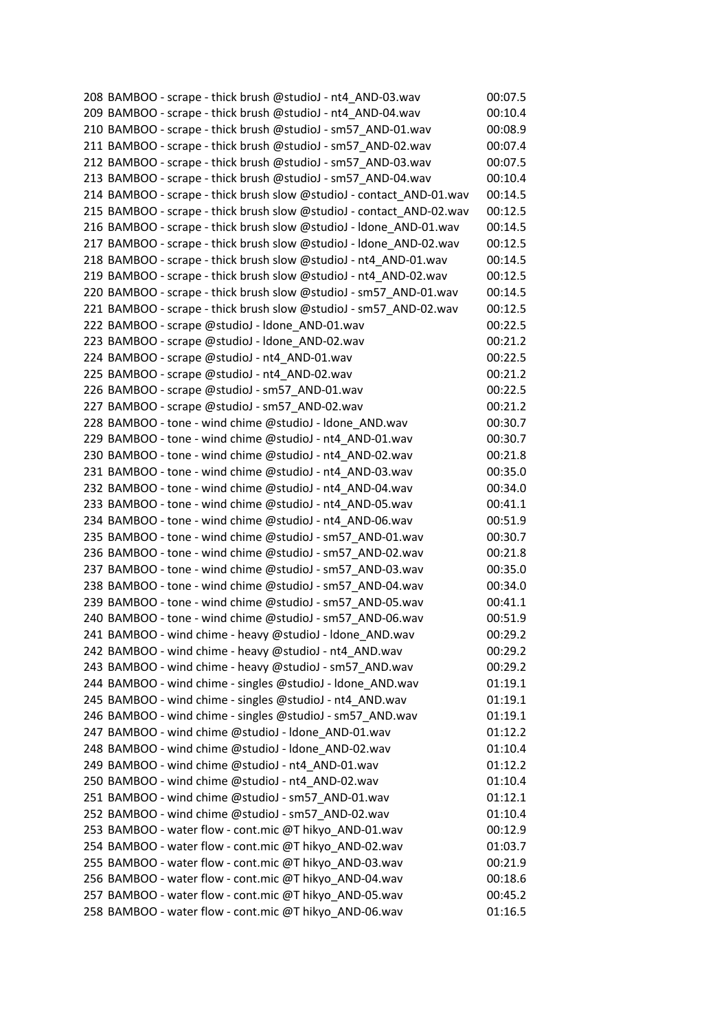| | | |
|---|---|---|
| 208 | BAMBOO - scrape - thick brush @studioJ - nt4_AND-03.wav | 00:07.5 |
| 209 | BAMBOO - scrape - thick brush @studioJ - nt4_AND-04.wav | 00:10.4 |
| 210 | BAMBOO - scrape - thick brush @studioJ - sm57_AND-01.wav | 00:08.9 |
| 211 | BAMBOO - scrape - thick brush @studioJ - sm57_AND-02.wav | 00:07.4 |
| 212 | BAMBOO - scrape - thick brush @studioJ - sm57_AND-03.wav | 00:07.5 |
| 213 | BAMBOO - scrape - thick brush @studioJ - sm57_AND-04.wav | 00:10.4 |
| 214 | BAMBOO - scrape - thick brush slow @studioJ - contact_AND-01.wav | 00:14.5 |
| 215 | BAMBOO - scrape - thick brush slow @studioJ - contact_AND-02.wav | 00:12.5 |
| 216 | BAMBOO - scrape - thick brush slow @studioJ - ldone_AND-01.wav | 00:14.5 |
| 217 | BAMBOO - scrape - thick brush slow @studioJ - ldone_AND-02.wav | 00:12.5 |
| 218 | BAMBOO - scrape - thick brush slow @studioJ - nt4_AND-01.wav | 00:14.5 |
| 219 | BAMBOO - scrape - thick brush slow @studioJ - nt4_AND-02.wav | 00:12.5 |
| 220 | BAMBOO - scrape - thick brush slow @studioJ - sm57_AND-01.wav | 00:14.5 |
| 221 | BAMBOO - scrape - thick brush slow @studioJ - sm57_AND-02.wav | 00:12.5 |
| 222 | BAMBOO - scrape @studioJ - ldone_AND-01.wav | 00:22.5 |
| 223 | BAMBOO - scrape @studioJ - ldone_AND-02.wav | 00:21.2 |
| 224 | BAMBOO - scrape @studioJ - nt4_AND-01.wav | 00:22.5 |
| 225 | BAMBOO - scrape @studioJ - nt4_AND-02.wav | 00:21.2 |
| 226 | BAMBOO - scrape @studioJ - sm57_AND-01.wav | 00:22.5 |
| 227 | BAMBOO - scrape @studioJ - sm57_AND-02.wav | 00:21.2 |
| 228 | BAMBOO - tone - wind chime @studioJ - ldone_AND.wav | 00:30.7 |
| 229 | BAMBOO - tone - wind chime @studioJ - nt4_AND-01.wav | 00:30.7 |
| 230 | BAMBOO - tone - wind chime @studioJ - nt4_AND-02.wav | 00:21.8 |
| 231 | BAMBOO - tone - wind chime @studioJ - nt4_AND-03.wav | 00:35.0 |
| 232 | BAMBOO - tone - wind chime @studioJ - nt4_AND-04.wav | 00:34.0 |
| 233 | BAMBOO - tone - wind chime @studioJ - nt4_AND-05.wav | 00:41.1 |
| 234 | BAMBOO - tone - wind chime @studioJ - nt4_AND-06.wav | 00:51.9 |
| 235 | BAMBOO - tone - wind chime @studioJ - sm57_AND-01.wav | 00:30.7 |
| 236 | BAMBOO - tone - wind chime @studioJ - sm57_AND-02.wav | 00:21.8 |
| 237 | BAMBOO - tone - wind chime @studioJ - sm57_AND-03.wav | 00:35.0 |
| 238 | BAMBOO - tone - wind chime @studioJ - sm57_AND-04.wav | 00:34.0 |
| 239 | BAMBOO - tone - wind chime @studioJ - sm57_AND-05.wav | 00:41.1 |
| 240 | BAMBOO - tone - wind chime @studioJ - sm57_AND-06.wav | 00:51.9 |
| 241 | BAMBOO - wind chime - heavy @studioJ - ldone_AND.wav | 00:29.2 |
| 242 | BAMBOO - wind chime - heavy @studioJ - nt4_AND.wav | 00:29.2 |
| 243 | BAMBOO - wind chime - heavy @studioJ - sm57_AND.wav | 00:29.2 |
| 244 | BAMBOO - wind chime - singles @studioJ - ldone_AND.wav | 01:19.1 |
| 245 | BAMBOO - wind chime - singles @studioJ - nt4_AND.wav | 01:19.1 |
| 246 | BAMBOO - wind chime - singles @studioJ - sm57_AND.wav | 01:19.1 |
| 247 | BAMBOO - wind chime @studioJ - ldone_AND-01.wav | 01:12.2 |
| 248 | BAMBOO - wind chime @studioJ - ldone_AND-02.wav | 01:10.4 |
| 249 | BAMBOO - wind chime @studioJ - nt4_AND-01.wav | 01:12.2 |
| 250 | BAMBOO - wind chime @studioJ - nt4_AND-02.wav | 01:10.4 |
| 251 | BAMBOO - wind chime @studioJ - sm57_AND-01.wav | 01:12.1 |
| 252 | BAMBOO - wind chime @studioJ - sm57_AND-02.wav | 01:10.4 |
| 253 | BAMBOO - water flow - cont.mic @T hikyo_AND-01.wav | 00:12.9 |
| 254 | BAMBOO - water flow - cont.mic @T hikyo_AND-02.wav | 01:03.7 |
| 255 | BAMBOO - water flow - cont.mic @T hikyo_AND-03.wav | 00:21.9 |
| 256 | BAMBOO - water flow - cont.mic @T hikyo_AND-04.wav | 00:18.6 |
| 257 | BAMBOO - water flow - cont.mic @T hikyo_AND-05.wav | 00:45.2 |
| 258 | BAMBOO - water flow - cont.mic @T hikyo_AND-06.wav | 01:16.5 |